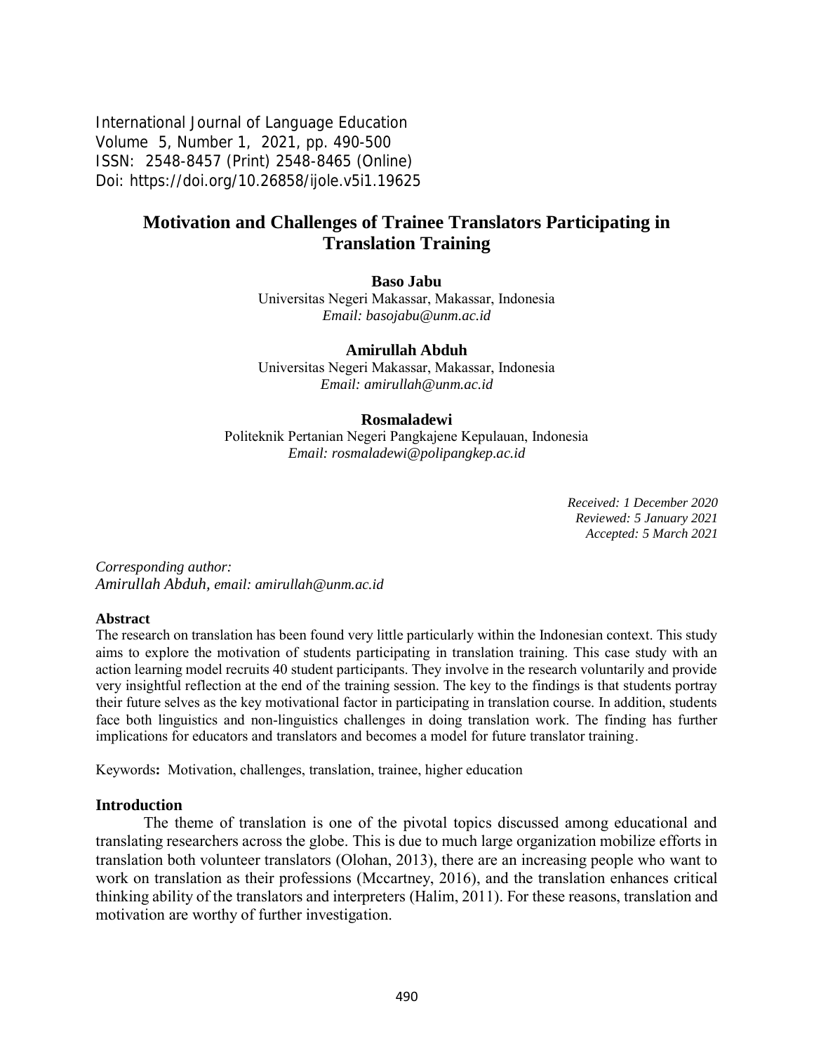International Journal of Language Education
Volume 5, Number 1, 2021, pp. 490-500
ISSN: 2548-8457 (Print) 2548-8465 (Online)
Doi: https://doi.org/10.26858/ijole.v5i1.19625

# Motivation and Challenges of Trainee Translators Participating in Translation Training

**Baso Jabu**
Universitas Negeri Makassar, Makassar, Indonesia
*Email: basojabu@unm.ac.id*

**Amirullah Abduh**
Universitas Negeri Makassar, Makassar, Indonesia
*Email: amirullah@unm.ac.id*

**Rosmaladewi**
Politeknik Pertanian Negeri Pangkajene Kepulauan, Indonesia
*Email: rosmaladewi@polipangkep.ac.id*

*Received: 1 December 2020*
*Reviewed: 5 January 2021*
*Accepted: 5 March 2021*

*Corresponding author:*
*Amirullah Abduh, email: amirullah@unm.ac.id*

**Abstract**

The research on translation has been found very little particularly within the Indonesian context. This study aims to explore the motivation of students participating in translation training. This case study with an action learning model recruits 40 student participants. They involve in the research voluntarily and provide very insightful reflection at the end of the training session. The key to the findings is that students portray their future selves as the key motivational factor in participating in translation course. In addition, students face both linguistics and non-linguistics challenges in doing translation work. The finding has further implications for educators and translators and becomes a model for future translator training.

Keywords**:** Motivation, challenges, translation, trainee, higher education

## Introduction

The theme of translation is one of the pivotal topics discussed among educational and translating researchers across the globe. This is due to much large organization mobilize efforts in translation both volunteer translators (Olohan, 2013), there are an increasing people who want to work on translation as their professions (Mccartney, 2016), and the translation enhances critical thinking ability of the translators and interpreters (Halim, 2011). For these reasons, translation and motivation are worthy of further investigation.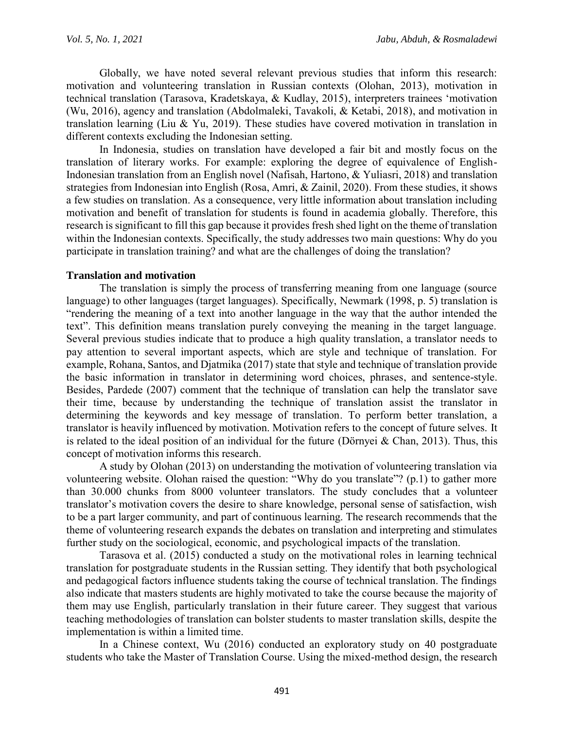Globally, we have noted several relevant previous studies that inform this research: motivation and volunteering translation in Russian contexts (Olohan, 2013), motivation in technical translation (Tarasova, Kradetskaya, & Kudlay, 2015), interpreters trainees 'motivation (Wu, 2016), agency and translation (Abdolmaleki, Tavakoli, & Ketabi, 2018), and motivation in translation learning (Liu & Yu, 2019). These studies have covered motivation in translation in different contexts excluding the Indonesian setting.

In Indonesia, studies on translation have developed a fair bit and mostly focus on the translation of literary works. For example: exploring the degree of equivalence of English-Indonesian translation from an English novel (Nafisah, Hartono, & Yuliasri, 2018) and translation strategies from Indonesian into English (Rosa, Amri, & Zainil, 2020). From these studies, it shows a few studies on translation. As a consequence, very little information about translation including motivation and benefit of translation for students is found in academia globally. Therefore, this research is significant to fill this gap because it provides fresh shed light on the theme of translation within the Indonesian contexts. Specifically, the study addresses two main questions: Why do you participate in translation training? and what are the challenges of doing the translation?

## Translation and motivation

The translation is simply the process of transferring meaning from one language (source language) to other languages (target languages). Specifically, Newmark (1998, p. 5) translation is "rendering the meaning of a text into another language in the way that the author intended the text". This definition means translation purely conveying the meaning in the target language. Several previous studies indicate that to produce a high quality translation, a translator needs to pay attention to several important aspects, which are style and technique of translation. For example, Rohana, Santos, and Djatmika (2017) state that style and technique of translation provide the basic information in translator in determining word choices, phrases, and sentence-style. Besides, Pardede (2007) comment that the technique of translation can help the translator save their time, because by understanding the technique of translation assist the translator in determining the keywords and key message of translation. To perform better translation, a translator is heavily influenced by motivation. Motivation refers to the concept of future selves. It is related to the ideal position of an individual for the future (Dörnyei & Chan, 2013). Thus, this concept of motivation informs this research.

A study by Olohan (2013) on understanding the motivation of volunteering translation via volunteering website. Olohan raised the question: "Why do you translate"? (p.1) to gather more than 30.000 chunks from 8000 volunteer translators. The study concludes that a volunteer translator's motivation covers the desire to share knowledge, personal sense of satisfaction, wish to be a part larger community, and part of continuous learning. The research recommends that the theme of volunteering research expands the debates on translation and interpreting and stimulates further study on the sociological, economic, and psychological impacts of the translation.

Tarasova et al. (2015) conducted a study on the motivational roles in learning technical translation for postgraduate students in the Russian setting. They identify that both psychological and pedagogical factors influence students taking the course of technical translation. The findings also indicate that masters students are highly motivated to take the course because the majority of them may use English, particularly translation in their future career. They suggest that various teaching methodologies of translation can bolster students to master translation skills, despite the implementation is within a limited time.

In a Chinese context, Wu (2016) conducted an exploratory study on 40 postgraduate students who take the Master of Translation Course. Using the mixed-method design, the research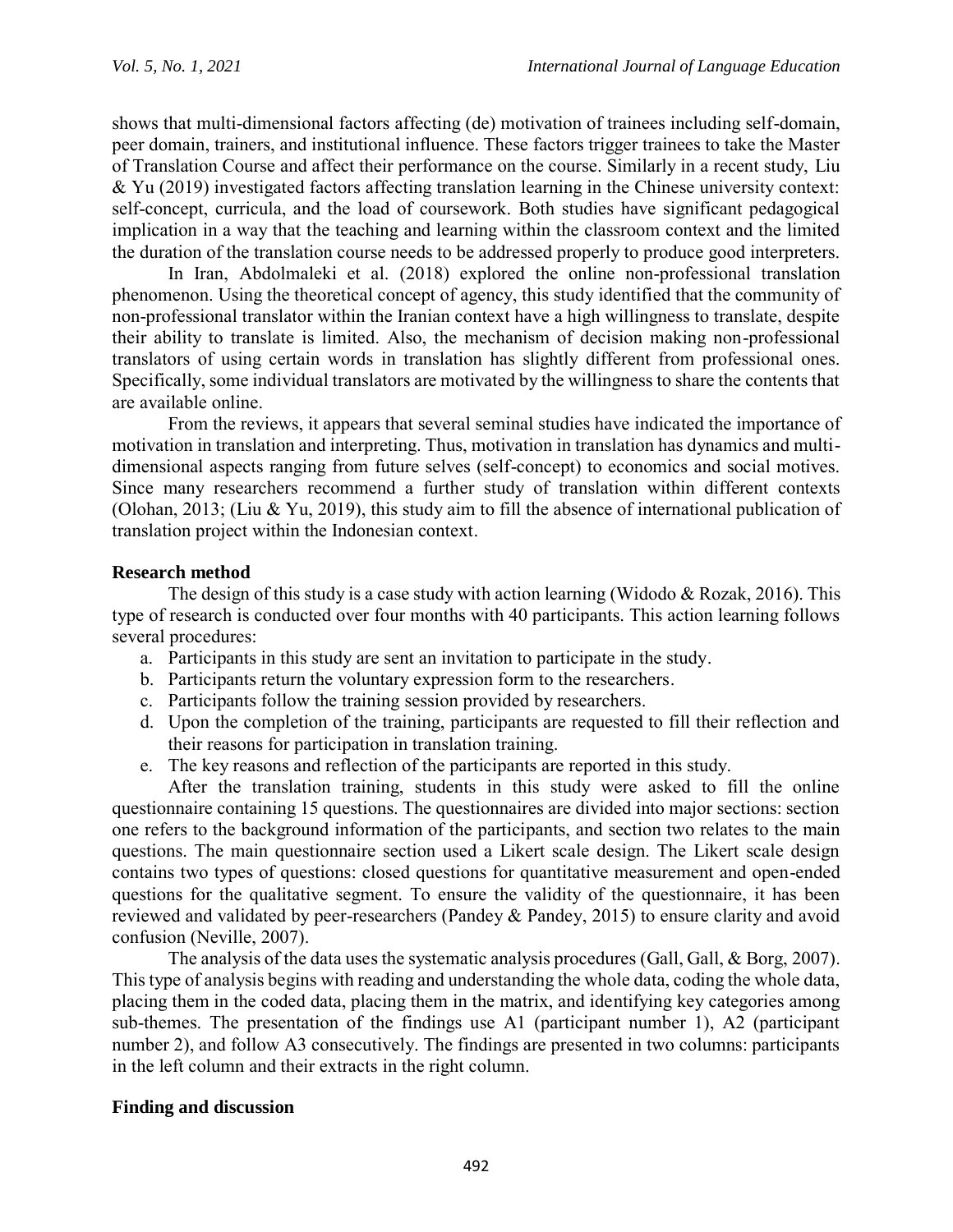shows that multi-dimensional factors affecting (de) motivation of trainees including self-domain, peer domain, trainers, and institutional influence. These factors trigger trainees to take the Master of Translation Course and affect their performance on the course. Similarly in a recent study, Liu & Yu (2019) investigated factors affecting translation learning in the Chinese university context: self-concept, curricula, and the load of coursework. Both studies have significant pedagogical implication in a way that the teaching and learning within the classroom context and the limited the duration of the translation course needs to be addressed properly to produce good interpreters.

In Iran, Abdolmaleki et al. (2018) explored the online non-professional translation phenomenon. Using the theoretical concept of agency, this study identified that the community of non-professional translator within the Iranian context have a high willingness to translate, despite their ability to translate is limited. Also, the mechanism of decision making non-professional translators of using certain words in translation has slightly different from professional ones. Specifically, some individual translators are motivated by the willingness to share the contents that are available online.

From the reviews, it appears that several seminal studies have indicated the importance of motivation in translation and interpreting. Thus, motivation in translation has dynamics and multi-dimensional aspects ranging from future selves (self-concept) to economics and social motives. Since many researchers recommend a further study of translation within different contexts (Olohan, 2013; (Liu & Yu, 2019), this study aim to fill the absence of international publication of translation project within the Indonesian context.

## Research method

The design of this study is a case study with action learning (Widodo & Rozak, 2016). This type of research is conducted over four months with 40 participants. This action learning follows several procedures:

a. Participants in this study are sent an invitation to participate in the study.
b. Participants return the voluntary expression form to the researchers.
c. Participants follow the training session provided by researchers.
d. Upon the completion of the training, participants are requested to fill their reflection and their reasons for participation in translation training.
e. The key reasons and reflection of the participants are reported in this study.

After the translation training, students in this study were asked to fill the online questionnaire containing 15 questions. The questionnaires are divided into major sections: section one refers to the background information of the participants, and section two relates to the main questions. The main questionnaire section used a Likert scale design. The Likert scale design contains two types of questions: closed questions for quantitative measurement and open-ended questions for the qualitative segment. To ensure the validity of the questionnaire, it has been reviewed and validated by peer-researchers (Pandey & Pandey, 2015) to ensure clarity and avoid confusion (Neville, 2007).

The analysis of the data uses the systematic analysis procedures (Gall, Gall, & Borg, 2007). This type of analysis begins with reading and understanding the whole data, coding the whole data, placing them in the coded data, placing them in the matrix, and identifying key categories among sub-themes. The presentation of the findings use A1 (participant number 1), A2 (participant number 2), and follow A3 consecutively. The findings are presented in two columns: participants in the left column and their extracts in the right column.

## Finding and discussion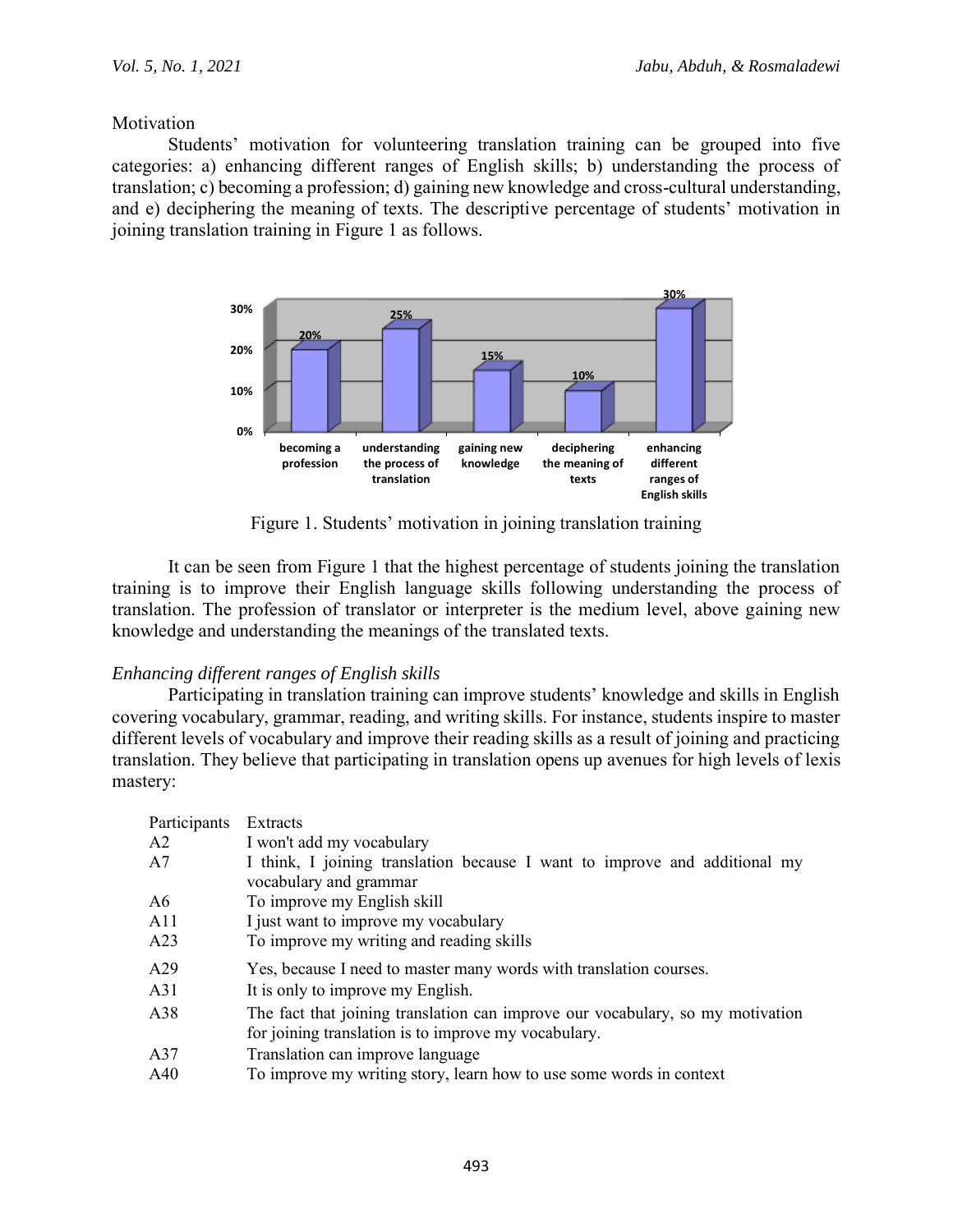Motivation

Students' motivation for volunteering translation training can be grouped into five categories: a) enhancing different ranges of English skills; b) understanding the process of translation; c) becoming a profession; d) gaining new knowledge and cross-cultural understanding, and e) deciphering the meaning of texts. The descriptive percentage of students' motivation in joining translation training in Figure 1 as follows.

| Motivation | Percentage |
|---|---|
| becoming a profession | 20% |
| understanding the process of translation | 25% |
| gaining new knowledge | 15% |
| deciphering the meaning of texts | 10% |
| enhancing different ranges of English skills | 30% |

Figure 1. Students' motivation in joining translation training

It can be seen from Figure 1 that the highest percentage of students joining the translation training is to improve their English language skills following understanding the process of translation. The profession of translator or interpreter is the medium level, above gaining new knowledge and understanding the meanings of the translated texts.

*Enhancing different ranges of English skills*

Participating in translation training can improve students' knowledge and skills in English covering vocabulary, grammar, reading, and writing skills. For instance, students inspire to master different levels of vocabulary and improve their reading skills as a result of joining and practicing translation. They believe that participating in translation opens up avenues for high levels of lexis mastery:

| Participants | Extracts |
|---|---|
| A2 | I won't add my vocabulary |
| A7 | I think, I joining translation because I want to improve and additional my vocabulary and grammar |
| A6 | To improve my English skill |
| A11 | I just want to improve my vocabulary |
| A23 | To improve my writing and reading skills |
| A29 | Yes, because I need to master many words with translation courses. |
| A31 | It is only to improve my English. |
| A38 | The fact that joining translation can improve our vocabulary, so my motivation for joining translation is to improve my vocabulary. |
| A37 | Translation can improve language |
| A40 | To improve my writing story, learn how to use some words in context |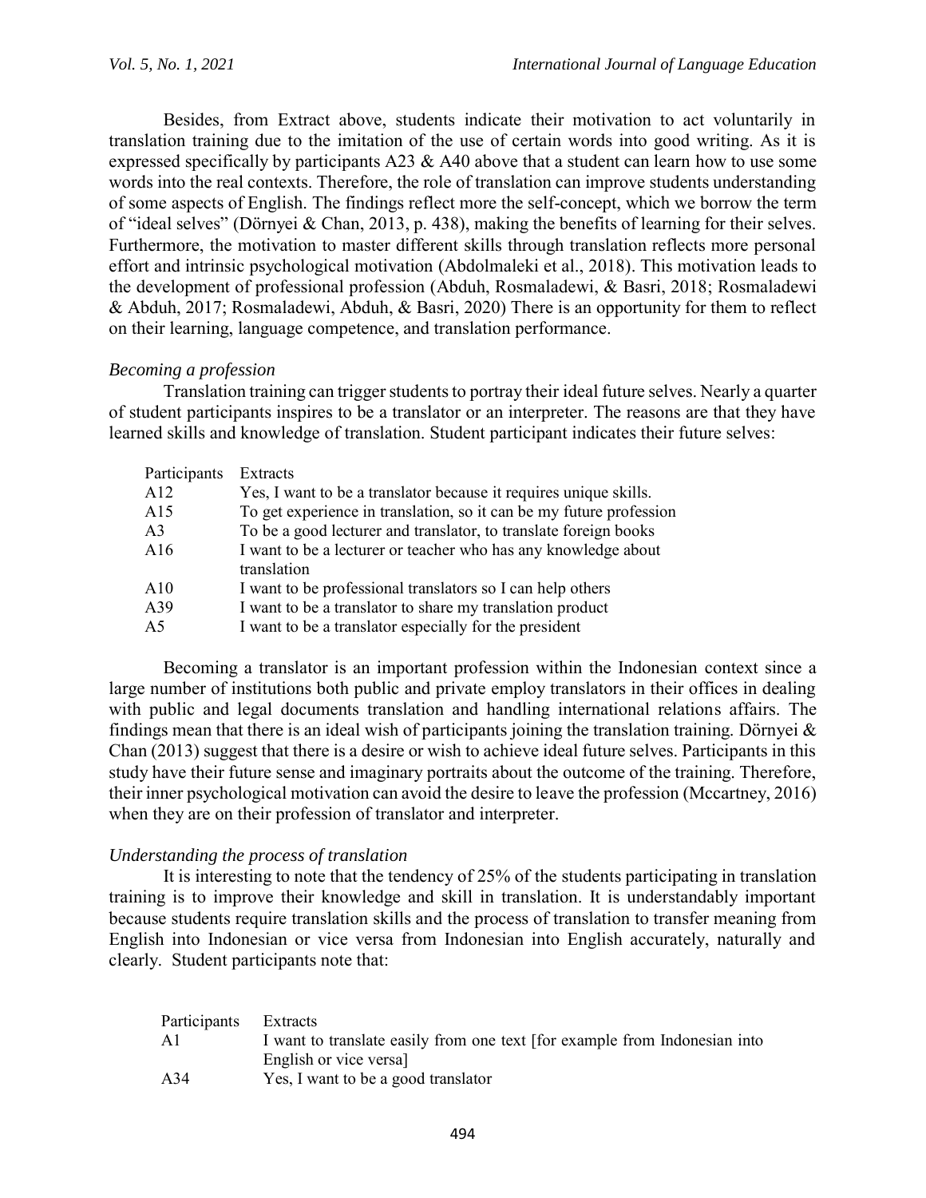Besides, from Extract above, students indicate their motivation to act voluntarily in translation training due to the imitation of the use of certain words into good writing. As it is expressed specifically by participants A23 & A40 above that a student can learn how to use some words into the real contexts. Therefore, the role of translation can improve students understanding of some aspects of English. The findings reflect more the self-concept, which we borrow the term of "ideal selves" (Dörnyei & Chan, 2013, p. 438), making the benefits of learning for their selves. Furthermore, the motivation to master different skills through translation reflects more personal effort and intrinsic psychological motivation (Abdolmaleki et al., 2018). This motivation leads to the development of professional profession (Abduh, Rosmaladewi, & Basri, 2018; Rosmaladewi & Abduh, 2017; Rosmaladewi, Abduh, & Basri, 2020) There is an opportunity for them to reflect on their learning, language competence, and translation performance.

*Becoming a profession*

Translation training can trigger students to portray their ideal future selves. Nearly a quarter of student participants inspires to be a translator or an interpreter. The reasons are that they have learned skills and knowledge of translation. Student participant indicates their future selves:

| Participants | Extracts |
|---|---|
| A12 | Yes, I want to be a translator because it requires unique skills. |
| A15 | To get experience in translation, so it can be my future profession |
| A3 | To be a good lecturer and translator, to translate foreign books |
| A16 | I want to be a lecturer or teacher who has any knowledge about translation |
| A10 | I want to be professional translators so I can help others |
| A39 | I want to be a translator to share my translation product |
| A5 | I want to be a translator especially for the president |

Becoming a translator is an important profession within the Indonesian context since a large number of institutions both public and private employ translators in their offices in dealing with public and legal documents translation and handling international relations affairs. The findings mean that there is an ideal wish of participants joining the translation training. Dörnyei & Chan (2013) suggest that there is a desire or wish to achieve ideal future selves. Participants in this study have their future sense and imaginary portraits about the outcome of the training. Therefore, their inner psychological motivation can avoid the desire to leave the profession (Mccartney, 2016) when they are on their profession of translator and interpreter.

*Understanding the process of translation*

It is interesting to note that the tendency of 25% of the students participating in translation training is to improve their knowledge and skill in translation. It is understandably important because students require translation skills and the process of translation to transfer meaning from English into Indonesian or vice versa from Indonesian into English accurately, naturally and clearly. Student participants note that:

| Participants | Extracts |
|---|---|
| A1 | I want to translate easily from one text [for example from Indonesian into English or vice versa] |
| A34 | Yes, I want to be a good translator |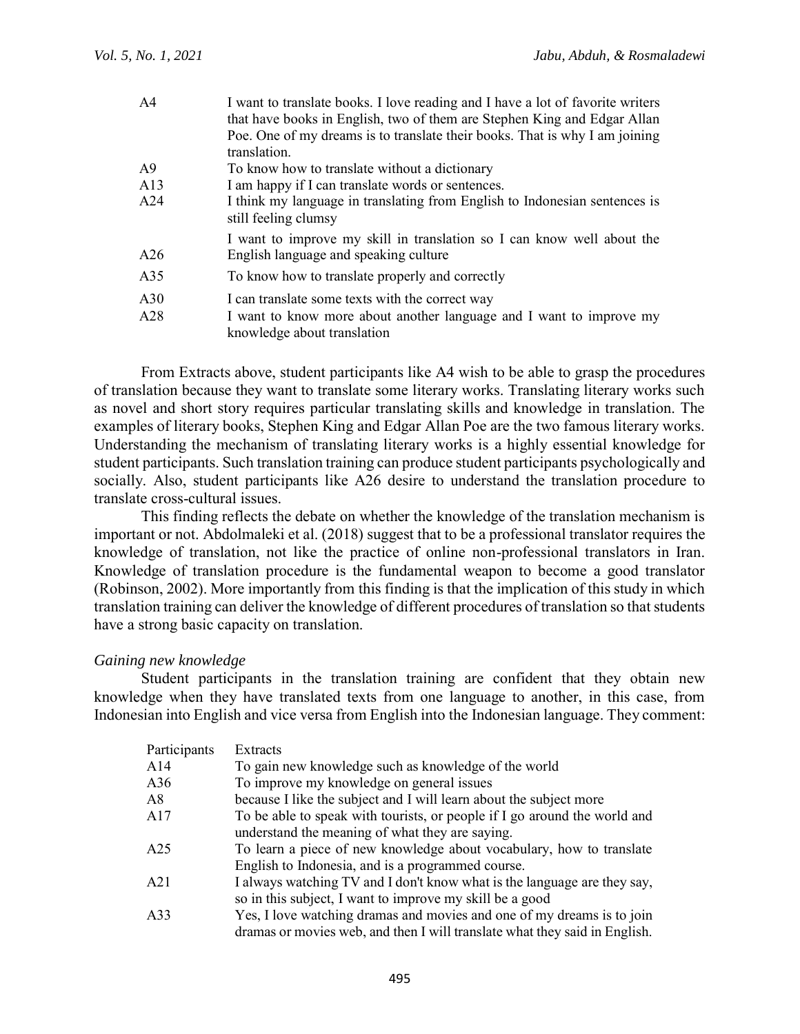| | |
|---|---|
| A4 | I want to translate books. I love reading and I have a lot of favorite writers that have books in English, two of them are Stephen King and Edgar Allan Poe. One of my dreams is to translate their books. That is why I am joining translation. |
| A9 | To know how to translate without a dictionary |
| A13 | I am happy if I can translate words or sentences. |
| A24 | I think my language in translating from English to Indonesian sentences is still feeling clumsy |
| A26 | I want to improve my skill in translation so I can know well about the English language and speaking culture |
| A35 | To know how to translate properly and correctly |
| A30 | I can translate some texts with the correct way |
| A28 | I want to know more about another language and I want to improve my knowledge about translation |

From Extracts above, student participants like A4 wish to be able to grasp the procedures of translation because they want to translate some literary works. Translating literary works such as novel and short story requires particular translating skills and knowledge in translation. The examples of literary books, Stephen King and Edgar Allan Poe are the two famous literary works. Understanding the mechanism of translating literary works is a highly essential knowledge for student participants. Such translation training can produce student participants psychologically and socially. Also, student participants like A26 desire to understand the translation procedure to translate cross-cultural issues.

This finding reflects the debate on whether the knowledge of the translation mechanism is important or not. Abdolmaleki et al. (2018) suggest that to be a professional translator requires the knowledge of translation, not like the practice of online non-professional translators in Iran. Knowledge of translation procedure is the fundamental weapon to become a good translator (Robinson, 2002). More importantly from this finding is that the implication of this study in which translation training can deliver the knowledge of different procedures of translation so that students have a strong basic capacity on translation.

*Gaining new knowledge*

Student participants in the translation training are confident that they obtain new knowledge when they have translated texts from one language to another, in this case, from Indonesian into English and vice versa from English into the Indonesian language. They comment:

| Participants | Extracts |
|---|---|
| A14 | To gain new knowledge such as knowledge of the world |
| A36 | To improve my knowledge on general issues |
| A8 | because I like the subject and I will learn about the subject more |
| A17 | To be able to speak with tourists, or people if I go around the world and understand the meaning of what they are saying. |
| A25 | To learn a piece of new knowledge about vocabulary, how to translate English to Indonesia, and is a programmed course. |
| A21 | I always watching TV and I don't know what is the language are they say, so in this subject, I want to improve my skill be a good |
| A33 | Yes, I love watching dramas and movies and one of my dreams is to join dramas or movies web, and then I will translate what they said in English. |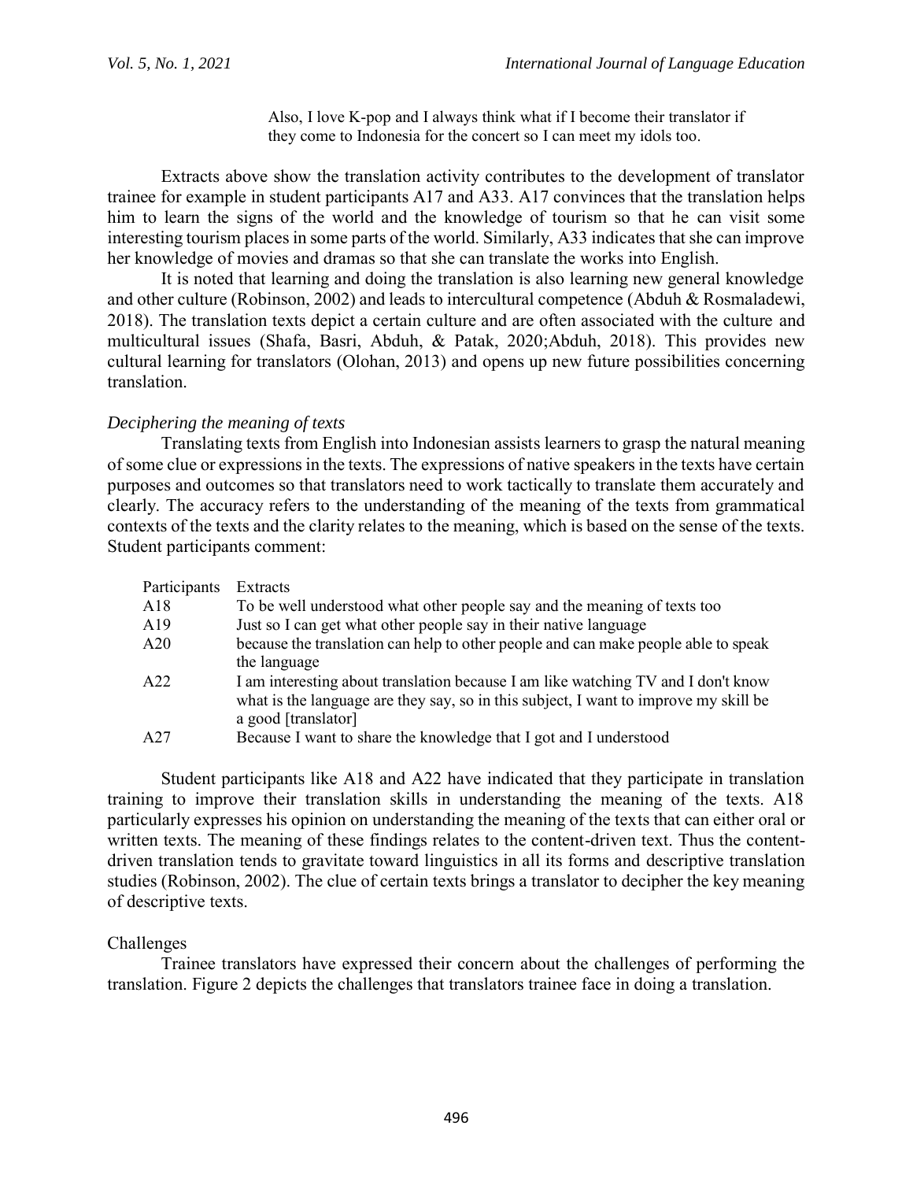Also, I love K-pop and I always think what if I become their translator if they come to Indonesia for the concert so I can meet my idols too.

Extracts above show the translation activity contributes to the development of translator trainee for example in student participants A17 and A33. A17 convinces that the translation helps him to learn the signs of the world and the knowledge of tourism so that he can visit some interesting tourism places in some parts of the world. Similarly, A33 indicates that she can improve her knowledge of movies and dramas so that she can translate the works into English.

It is noted that learning and doing the translation is also learning new general knowledge and other culture (Robinson, 2002) and leads to intercultural competence (Abduh & Rosmaladewi, 2018). The translation texts depict a certain culture and are often associated with the culture and multicultural issues (Shafa, Basri, Abduh, & Patak, 2020;Abduh, 2018). This provides new cultural learning for translators (Olohan, 2013) and opens up new future possibilities concerning translation.

*Deciphering the meaning of texts*

Translating texts from English into Indonesian assists learners to grasp the natural meaning of some clue or expressions in the texts. The expressions of native speakers in the texts have certain purposes and outcomes so that translators need to work tactically to translate them accurately and clearly. The accuracy refers to the understanding of the meaning of the texts from grammatical contexts of the texts and the clarity relates to the meaning, which is based on the sense of the texts. Student participants comment:

| Participants | Extracts |
|---|---|
| A18 | To be well understood what other people say and the meaning of texts too |
| A19 | Just so I can get what other people say in their native language |
| A20 | because the translation can help to other people and can make people able to speak the language |
| A22 | I am interesting about translation because I am like watching TV and I don't know what is the language are they say, so in this subject, I want to improve my skill be a good [translator] |
| A27 | Because I want to share the knowledge that I got and I understood |

Student participants like A18 and A22 have indicated that they participate in translation training to improve their translation skills in understanding the meaning of the texts. A18 particularly expresses his opinion on understanding the meaning of the texts that can either oral or written texts. The meaning of these findings relates to the content-driven text. Thus the content-driven translation tends to gravitate toward linguistics in all its forms and descriptive translation studies (Robinson, 2002). The clue of certain texts brings a translator to decipher the key meaning of descriptive texts.

Challenges

Trainee translators have expressed their concern about the challenges of performing the translation. Figure 2 depicts the challenges that translators trainee face in doing a translation.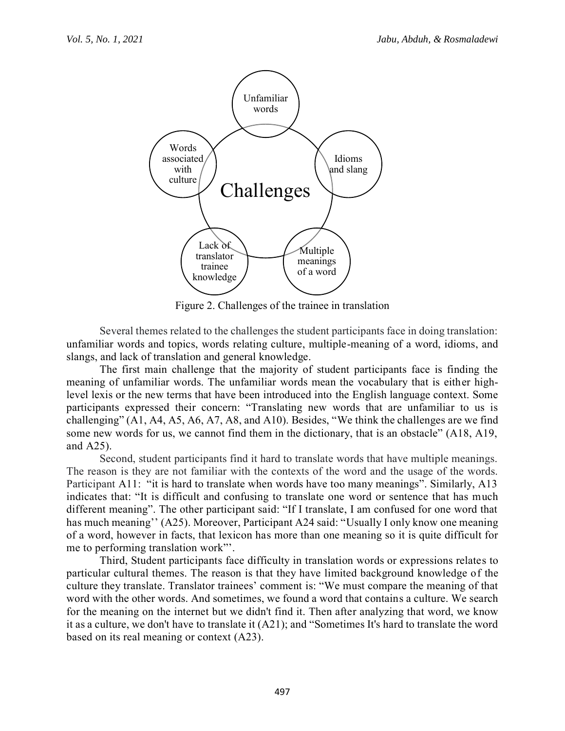Figure 2. Challenges of the trainee in translation

Several themes related to the challenges the student participants face in doing translation: unfamiliar words and topics, words relating culture, multiple-meaning of a word, idioms, and slangs, and lack of translation and general knowledge.

The first main challenge that the majority of student participants face is finding the meaning of unfamiliar words. The unfamiliar words mean the vocabulary that is either high-level lexis or the new terms that have been introduced into the English language context. Some participants expressed their concern: "Translating new words that are unfamiliar to us is challenging" (A1, A4, A5, A6, A7, A8, and A10). Besides, "We think the challenges are we find some new words for us, we cannot find them in the dictionary, that is an obstacle" (A18, A19, and A25).

Second, student participants find it hard to translate words that have multiple meanings. The reason is they are not familiar with the contexts of the word and the usage of the words. Participant A11: "it is hard to translate when words have too many meanings". Similarly, A13 indicates that: "It is difficult and confusing to translate one word or sentence that has much different meaning". The other participant said: "If I translate, I am confused for one word that has much meaning'' (A25). Moreover, Participant A24 said: "Usually I only know one meaning of a word, however in facts, that lexicon has more than one meaning so it is quite difficult for me to performing translation work"'.

Third, Student participants face difficulty in translation words or expressions relates to particular cultural themes. The reason is that they have limited background knowledge of the culture they translate. Translator trainees' comment is: "We must compare the meaning of that word with the other words. And sometimes, we found a word that contains a culture. We search for the meaning on the internet but we didn't find it. Then after analyzing that word, we know it as a culture, we don't have to translate it (A21); and "Sometimes It's hard to translate the word based on its real meaning or context (A23).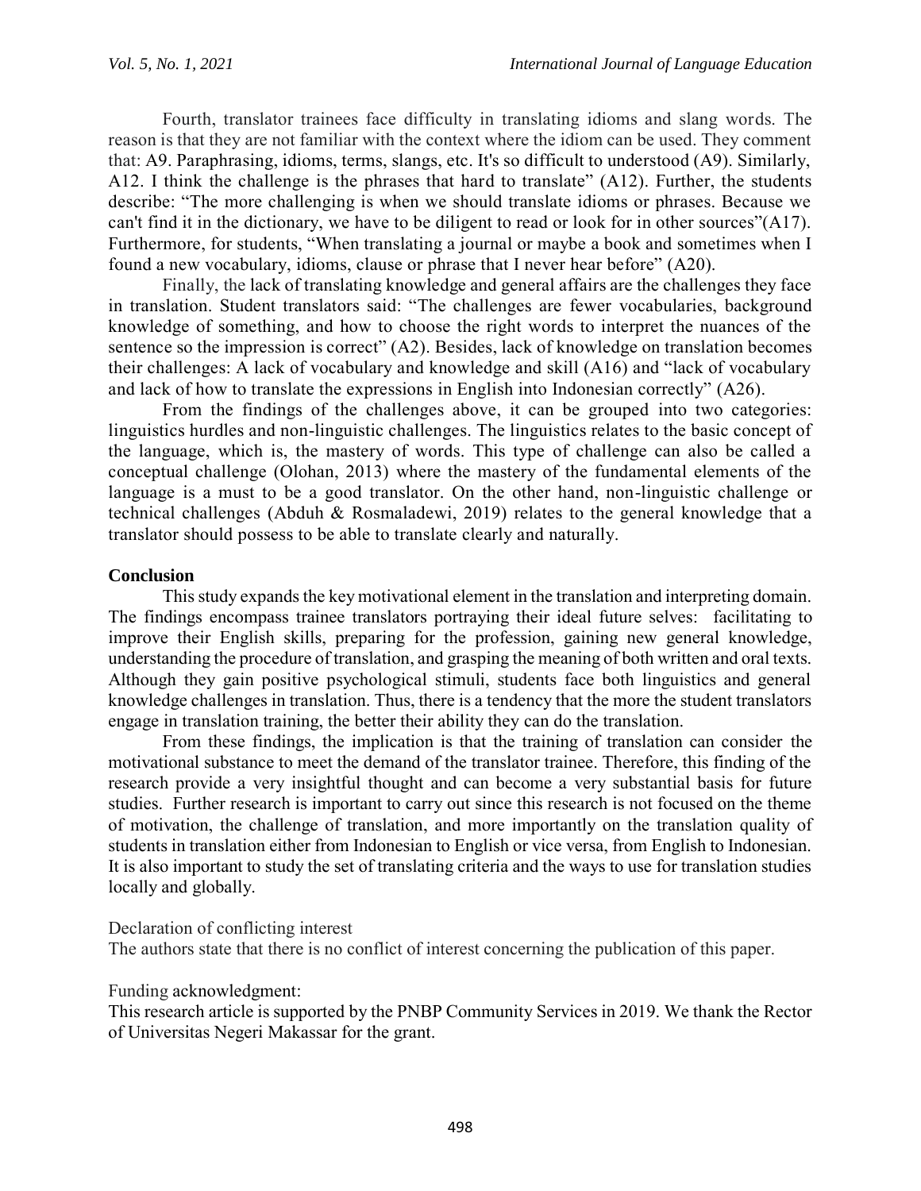Fourth, translator trainees face difficulty in translating idioms and slang words. The reason is that they are not familiar with the context where the idiom can be used. They comment that: A9. Paraphrasing, idioms, terms, slangs, etc. It's so difficult to understood (A9). Similarly, A12. I think the challenge is the phrases that hard to translate" (A12). Further, the students describe: "The more challenging is when we should translate idioms or phrases. Because we can't find it in the dictionary, we have to be diligent to read or look for in other sources"(A17). Furthermore, for students, "When translating a journal or maybe a book and sometimes when I found a new vocabulary, idioms, clause or phrase that I never hear before" (A20).

Finally, the lack of translating knowledge and general affairs are the challenges they face in translation. Student translators said: "The challenges are fewer vocabularies, background knowledge of something, and how to choose the right words to interpret the nuances of the sentence so the impression is correct" (A2). Besides, lack of knowledge on translation becomes their challenges: A lack of vocabulary and knowledge and skill (A16) and "lack of vocabulary and lack of how to translate the expressions in English into Indonesian correctly" (A26).

From the findings of the challenges above, it can be grouped into two categories: linguistics hurdles and non-linguistic challenges. The linguistics relates to the basic concept of the language, which is, the mastery of words. This type of challenge can also be called a conceptual challenge (Olohan, 2013) where the mastery of the fundamental elements of the language is a must to be a good translator. On the other hand, non-linguistic challenge or technical challenges (Abduh & Rosmaladewi, 2019) relates to the general knowledge that a translator should possess to be able to translate clearly and naturally.

## Conclusion

This study expands the key motivational element in the translation and interpreting domain. The findings encompass trainee translators portraying their ideal future selves: facilitating to improve their English skills, preparing for the profession, gaining new general knowledge, understanding the procedure of translation, and grasping the meaning of both written and oral texts. Although they gain positive psychological stimuli, students face both linguistics and general knowledge challenges in translation. Thus, there is a tendency that the more the student translators engage in translation training, the better their ability they can do the translation.

From these findings, the implication is that the training of translation can consider the motivational substance to meet the demand of the translator trainee. Therefore, this finding of the research provide a very insightful thought and can become a very substantial basis for future studies. Further research is important to carry out since this research is not focused on the theme of motivation, the challenge of translation, and more importantly on the translation quality of students in translation either from Indonesian to English or vice versa, from English to Indonesian. It is also important to study the set of translating criteria and the ways to use for translation studies locally and globally.

Declaration of conflicting interest

The authors state that there is no conflict of interest concerning the publication of this paper.

Funding acknowledgment:

This research article is supported by the PNBP Community Services in 2019. We thank the Rector of Universitas Negeri Makassar for the grant.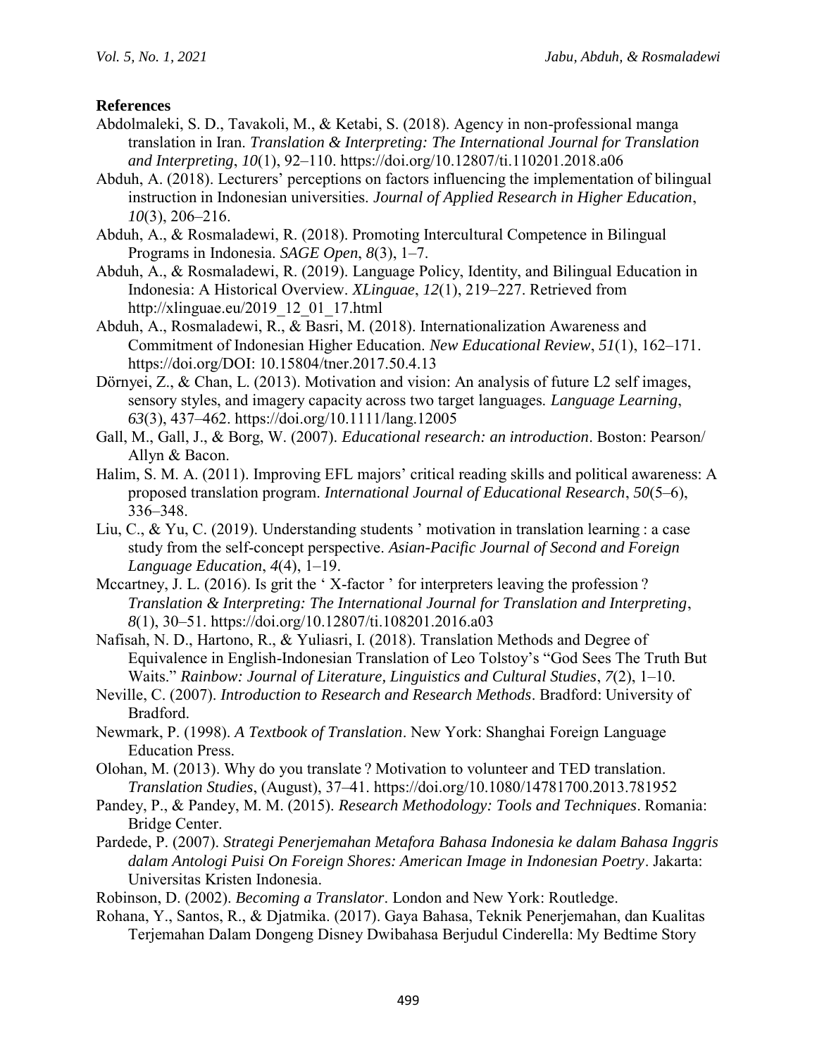## References

Abdolmaleki, S. D., Tavakoli, M., & Ketabi, S. (2018). Agency in non-professional manga translation in Iran. *Translation & Interpreting: The International Journal for Translation and Interpreting*, *10*(1), 92–110. https://doi.org/10.12807/ti.110201.2018.a06

Abduh, A. (2018). Lecturers' perceptions on factors influencing the implementation of bilingual instruction in Indonesian universities. *Journal of Applied Research in Higher Education*, *10*(3), 206–216.

Abduh, A., & Rosmaladewi, R. (2018). Promoting Intercultural Competence in Bilingual Programs in Indonesia. *SAGE Open*, *8*(3), 1–7.

Abduh, A., & Rosmaladewi, R. (2019). Language Policy, Identity, and Bilingual Education in Indonesia: A Historical Overview. *XLinguae*, *12*(1), 219–227. Retrieved from http://xlinguae.eu/2019_12_01_17.html

Abduh, A., Rosmaladewi, R., & Basri, M. (2018). Internationalization Awareness and Commitment of Indonesian Higher Education. *New Educational Review*, *51*(1), 162–171. https://doi.org/DOI: 10.15804/tner.2017.50.4.13

Dörnyei, Z., & Chan, L. (2013). Motivation and vision: An analysis of future L2 self images, sensory styles, and imagery capacity across two target languages. *Language Learning*, *63*(3), 437–462. https://doi.org/10.1111/lang.12005

Gall, M., Gall, J., & Borg, W. (2007). *Educational research: an introduction*. Boston: Pearson/ Allyn & Bacon.

Halim, S. M. A. (2011). Improving EFL majors' critical reading skills and political awareness: A proposed translation program. *International Journal of Educational Research*, *50*(5–6), 336–348.

Liu, C., & Yu, C. (2019). Understanding students ' motivation in translation learning : a case study from the self-concept perspective. *Asian-Pacific Journal of Second and Foreign Language Education*, *4*(4), 1–19.

Mccartney, J. L. (2016). Is grit the ' X-factor ' for interpreters leaving the profession ? *Translation & Interpreting: The International Journal for Translation and Interpreting*, *8*(1), 30–51. https://doi.org/10.12807/ti.108201.2016.a03

Nafisah, N. D., Hartono, R., & Yuliasri, I. (2018). Translation Methods and Degree of Equivalence in English-Indonesian Translation of Leo Tolstoy's "God Sees The Truth But Waits." *Rainbow: Journal of Literature, Linguistics and Cultural Studies*, *7*(2), 1–10.

Neville, C. (2007). *Introduction to Research and Research Methods*. Bradford: University of Bradford.

Newmark, P. (1998). *A Textbook of Translation*. New York: Shanghai Foreign Language Education Press.

Olohan, M. (2013). Why do you translate ? Motivation to volunteer and TED translation. *Translation Studies*, (August), 37–41. https://doi.org/10.1080/14781700.2013.781952

Pandey, P., & Pandey, M. M. (2015). *Research Methodology: Tools and Techniques*. Romania: Bridge Center.

Pardede, P. (2007). *Strategi Penerjemahan Metafora Bahasa Indonesia ke dalam Bahasa Inggris dalam Antologi Puisi On Foreign Shores: American Image in Indonesian Poetry*. Jakarta: Universitas Kristen Indonesia.

Robinson, D. (2002). *Becoming a Translator*. London and New York: Routledge.

Rohana, Y., Santos, R., & Djatmika. (2017). Gaya Bahasa, Teknik Penerjemahan, dan Kualitas Terjemahan Dalam Dongeng Disney Dwibahasa Berjudul Cinderella: My Bedtime Story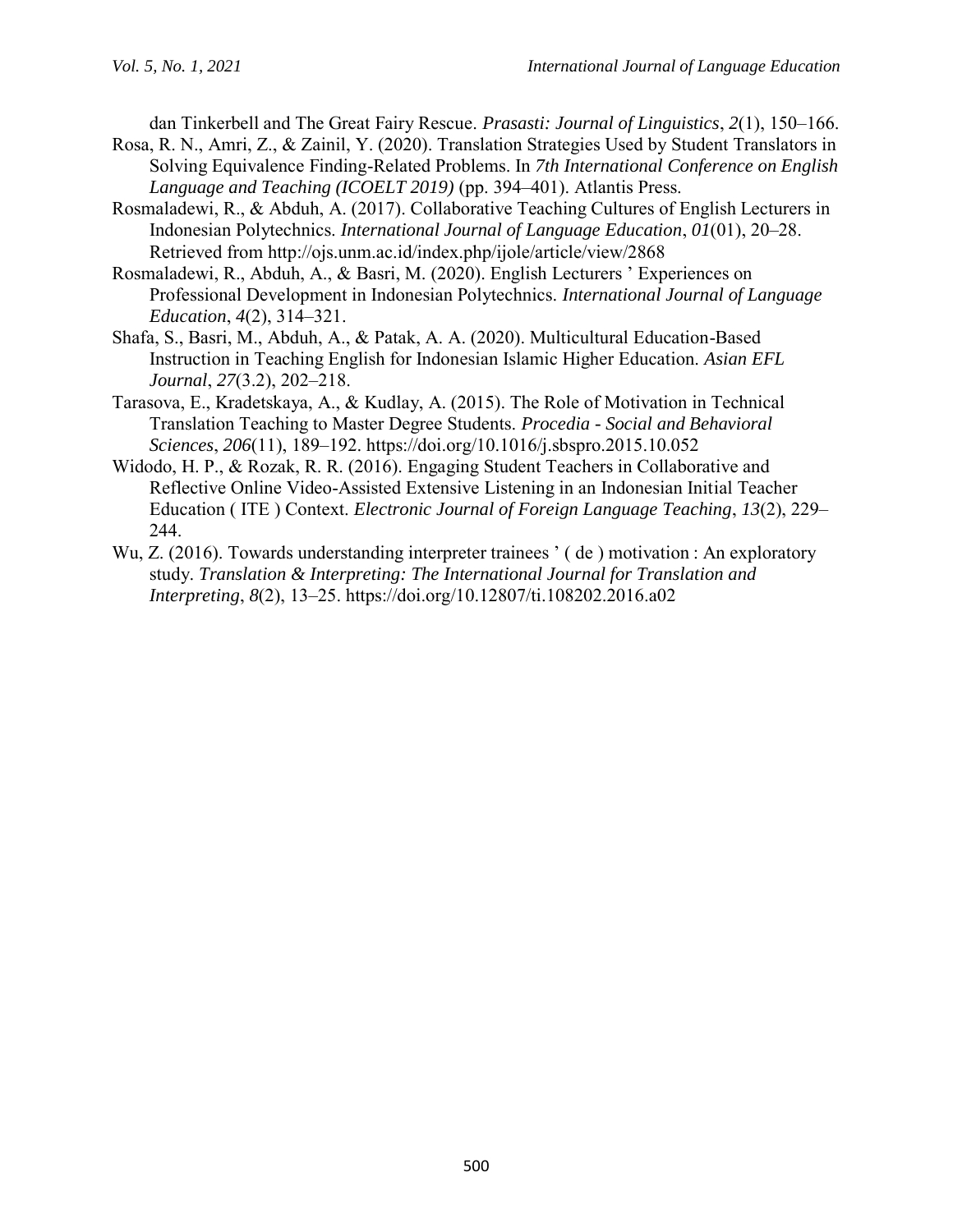dan Tinkerbell and The Great Fairy Rescue. *Prasasti: Journal of Linguistics*, *2*(1), 150–166.

Rosa, R. N., Amri, Z., & Zainil, Y. (2020). Translation Strategies Used by Student Translators in Solving Equivalence Finding-Related Problems. In *7th International Conference on English Language and Teaching (ICOELT 2019)* (pp. 394–401). Atlantis Press.

Rosmaladewi, R., & Abduh, A. (2017). Collaborative Teaching Cultures of English Lecturers in Indonesian Polytechnics. *International Journal of Language Education*, *01*(01), 20–28. Retrieved from http://ojs.unm.ac.id/index.php/ijole/article/view/2868

Rosmaladewi, R., Abduh, A., & Basri, M. (2020). English Lecturers ' Experiences on Professional Development in Indonesian Polytechnics. *International Journal of Language Education*, *4*(2), 314–321.

Shafa, S., Basri, M., Abduh, A., & Patak, A. A. (2020). Multicultural Education-Based Instruction in Teaching English for Indonesian Islamic Higher Education. *Asian EFL Journal*, *27*(3.2), 202–218.

Tarasova, E., Kradetskaya, A., & Kudlay, A. (2015). The Role of Motivation in Technical Translation Teaching to Master Degree Students. *Procedia - Social and Behavioral Sciences*, *206*(11), 189–192. https://doi.org/10.1016/j.sbspro.2015.10.052

Widodo, H. P., & Rozak, R. R. (2016). Engaging Student Teachers in Collaborative and Reflective Online Video-Assisted Extensive Listening in an Indonesian Initial Teacher Education ( ITE ) Context. *Electronic Journal of Foreign Language Teaching*, *13*(2), 229–244.

Wu, Z. (2016). Towards understanding interpreter trainees ' ( de ) motivation : An exploratory study. *Translation & Interpreting: The International Journal for Translation and Interpreting*, *8*(2), 13–25. https://doi.org/10.12807/ti.108202.2016.a02